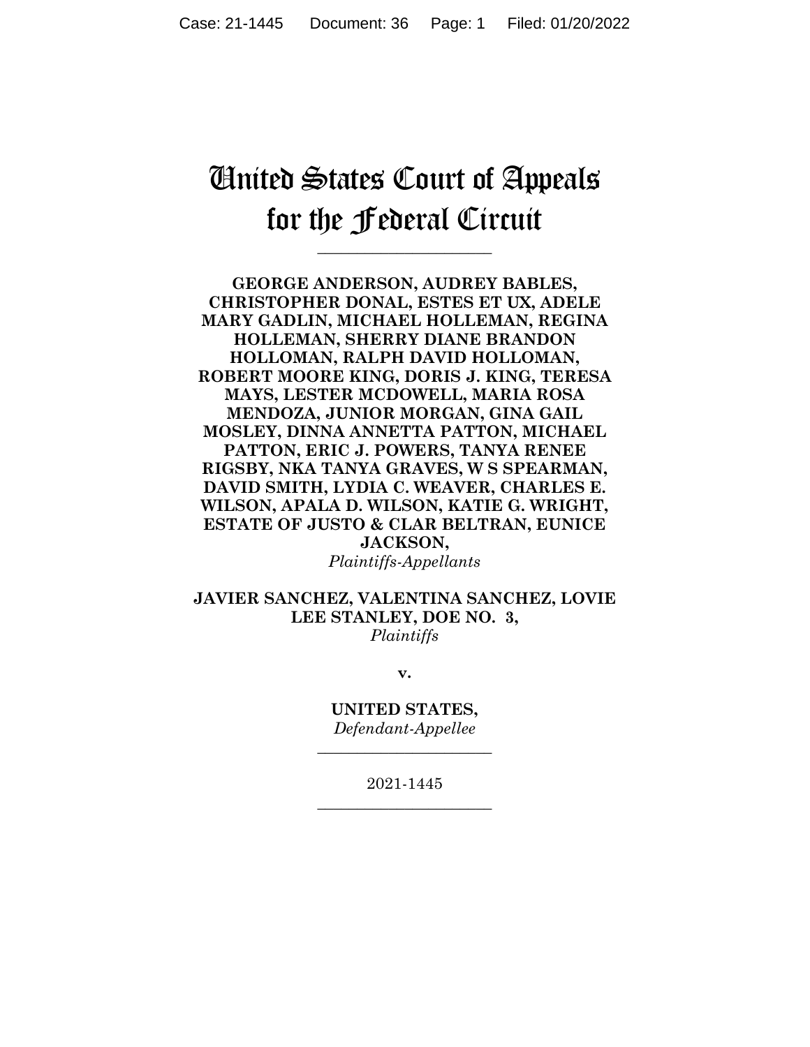# United States Court of Appeals for the Federal Circuit

---

**GEORGE ANDERSON, AUDREY BABLES, CHRISTOPHER DONAL, ESTES ET UX, ADELE MARY GADLIN, MICHAEL HOLLEMAN, REGINA HOLLEMAN, SHERRY DIANE BRANDON HOLLOMAN, RALPH DAVID HOLLOMAN, ROBERT MOORE KING, DORIS J. KING, TERESA MAYS, LESTER MCDOWELL, MARIA ROSA MENDOZA, JUNIOR MORGAN, GINA GAIL MOSLEY, DINNA ANNETTA PATTON, MICHAEL PATTON, ERIC J. POWERS, TANYA RENEE RIGSBY, NKA TANYA GRAVES, W S SPEARMAN, DAVID SMITH, LYDIA C. WEAVER, CHARLES E. WILSON, APALA D. WILSON, KATIE G. WRIGHT, ESTATE OF JUSTO & CLAR BELTRAN, EUNICE JACKSON,**
*Plaintiffs-Appellants*

**JAVIER SANCHEZ, VALENTINA SANCHEZ, LOVIE LEE STANLEY, DOE NO. 3,**
*Plaintiffs*

**v.**

**UNITED STATES,**
*Defendant-Appellee*

---

2021-1445

---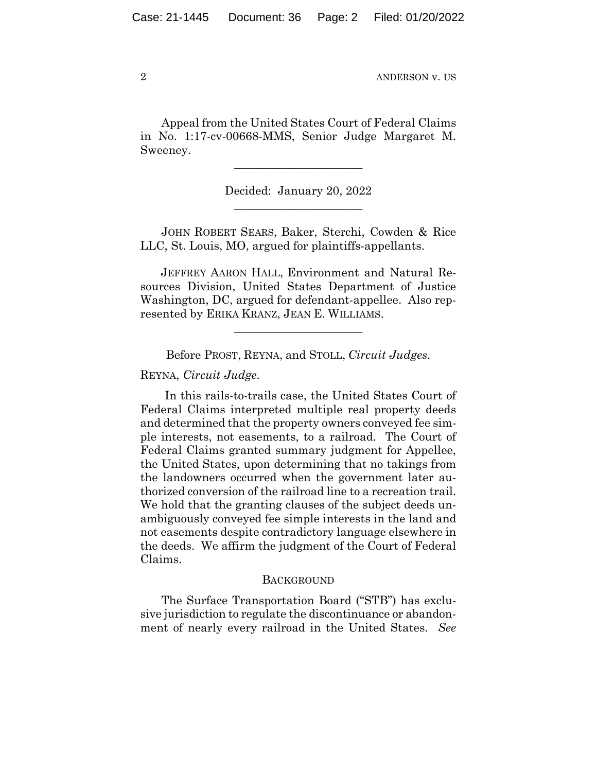Appeal from the United States Court of Federal Claims in No. 1:17-cv-00668-MMS, Senior Judge Margaret M. Sweeney.

---

Decided: January 20, 2022

---

JOHN ROBERT SEARS, Baker, Sterchi, Cowden & Rice LLC, St. Louis, MO, argued for plaintiffs-appellants.

JEFFREY AARON HALL, Environment and Natural Resources Division, United States Department of Justice Washington, DC, argued for defendant-appellee. Also represented by ERIKA KRANZ, JEAN E. WILLIAMS.

---

Before PROST, REYNA, and STOLL, *Circuit Judges*.

REYNA, *Circuit Judge*.

In this rails-to-trails case, the United States Court of Federal Claims interpreted multiple real property deeds and determined that the property owners conveyed fee simple interests, not easements, to a railroad. The Court of Federal Claims granted summary judgment for Appellee, the United States, upon determining that no takings from the landowners occurred when the government later authorized conversion of the railroad line to a recreation trail. We hold that the granting clauses of the subject deeds unambiguously conveyed fee simple interests in the land and not easements despite contradictory language elsewhere in the deeds. We affirm the judgment of the Court of Federal Claims.

## BACKGROUND

The Surface Transportation Board ("STB") has exclusive jurisdiction to regulate the discontinuance or abandonment of nearly every railroad in the United States. *See*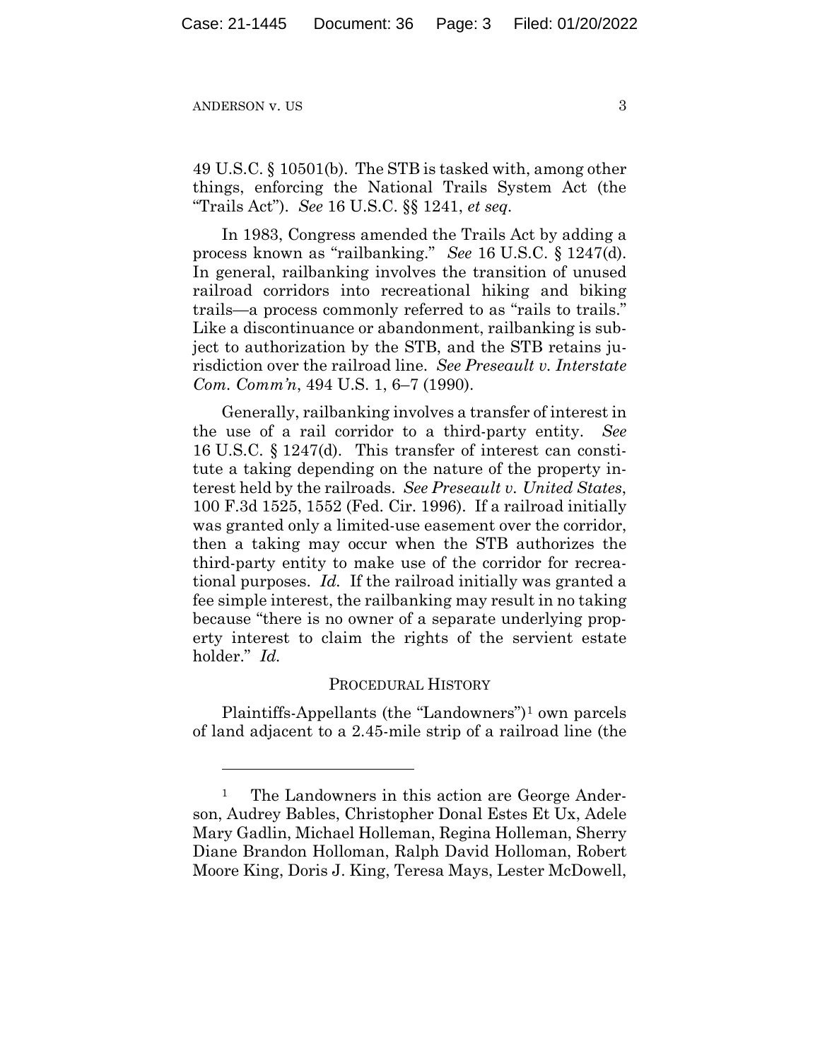49 U.S.C. § 10501(b). The STB is tasked with, among other things, enforcing the National Trails System Act (the "Trails Act"). *See* 16 U.S.C. §§ 1241, *et seq.*

In 1983, Congress amended the Trails Act by adding a process known as "railbanking." *See* 16 U.S.C. § 1247(d). In general, railbanking involves the transition of unused railroad corridors into recreational hiking and biking trails—a process commonly referred to as "rails to trails." Like a discontinuance or abandonment, railbanking is subject to authorization by the STB, and the STB retains jurisdiction over the railroad line. *See Preseault v. Interstate Com. Comm'n*, 494 U.S. 1, 6–7 (1990).

Generally, railbanking involves a transfer of interest in the use of a rail corridor to a third-party entity. *See* 16 U.S.C. § 1247(d). This transfer of interest can constitute a taking depending on the nature of the property interest held by the railroads. *See Preseault v. United States*, 100 F.3d 1525, 1552 (Fed. Cir. 1996). If a railroad initially was granted only a limited-use easement over the corridor, then a taking may occur when the STB authorizes the third-party entity to make use of the corridor for recreational purposes. *Id.* If the railroad initially was granted a fee simple interest, the railbanking may result in no taking because "there is no owner of a separate underlying property interest to claim the rights of the servient estate holder." *Id.*

## PROCEDURAL HISTORY

Plaintiffs-Appellants (the "Landowners")[1] own parcels of land adjacent to a 2.45-mile strip of a railroad line (the

[1] The Landowners in this action are George Anderson, Audrey Bables, Christopher Donal Estes Et Ux, Adele Mary Gadlin, Michael Holleman, Regina Holleman, Sherry Diane Brandon Holloman, Ralph David Holloman, Robert Moore King, Doris J. King, Teresa Mays, Lester McDowell,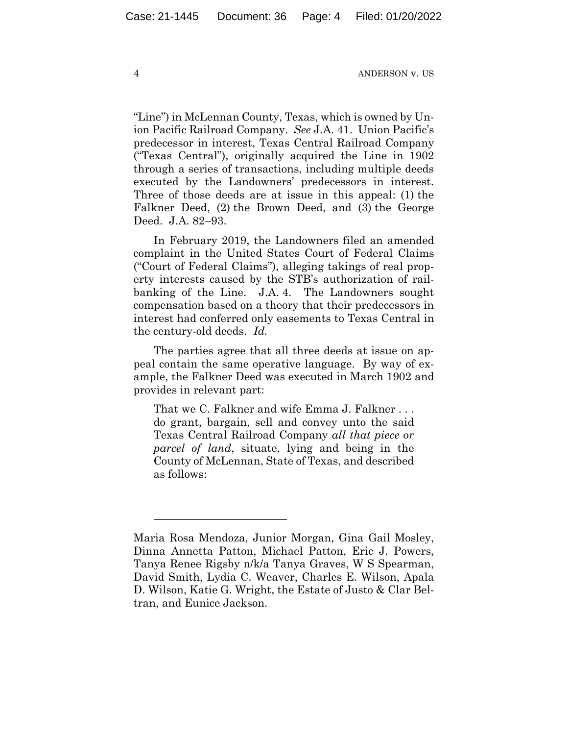"Line") in McLennan County, Texas, which is owned by Union Pacific Railroad Company. *See* J.A. 41. Union Pacific's predecessor in interest, Texas Central Railroad Company ("Texas Central"), originally acquired the Line in 1902 through a series of transactions, including multiple deeds executed by the Landowners' predecessors in interest. Three of those deeds are at issue in this appeal: (1) the Falkner Deed, (2) the Brown Deed, and (3) the George Deed. J.A. 82–93.

In February 2019, the Landowners filed an amended complaint in the United States Court of Federal Claims ("Court of Federal Claims"), alleging takings of real property interests caused by the STB's authorization of rail-banking of the Line. J.A. 4. The Landowners sought compensation based on a theory that their predecessors in interest had conferred only easements to Texas Central in the century-old deeds. *Id.*

The parties agree that all three deeds at issue on appeal contain the same operative language. By way of example, the Falkner Deed was executed in March 1902 and provides in relevant part:

> That we C. Falkner and wife Emma J. Falkner . . . do grant, bargain, sell and convey unto the said Texas Central Railroad Company *all that piece or parcel of land*, situate, lying and being in the County of McLennan, State of Texas, and described as follows:

---

Maria Rosa Mendoza, Junior Morgan, Gina Gail Mosley, Dinna Annetta Patton, Michael Patton, Eric J. Powers, Tanya Renee Rigsby n/k/a Tanya Graves, W S Spearman, David Smith, Lydia C. Weaver, Charles E. Wilson, Apala D. Wilson, Katie G. Wright, the Estate of Justo & Clar Beltran, and Eunice Jackson.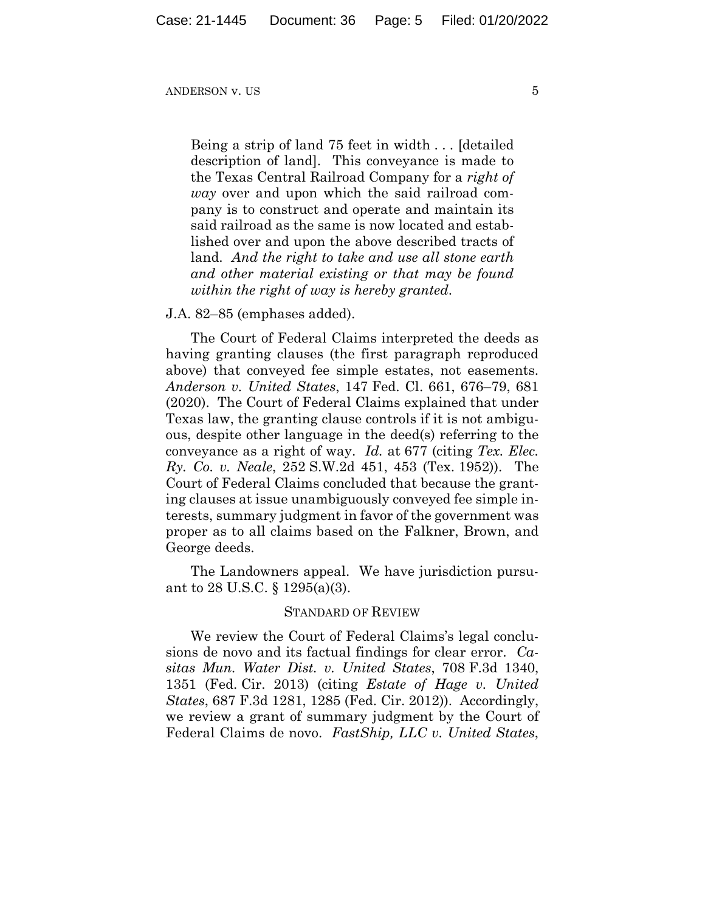> Being a strip of land 75 feet in width . . . [detailed description of land]. This conveyance is made to the Texas Central Railroad Company for a *right of way* over and upon which the said railroad company is to construct and operate and maintain its said railroad as the same is now located and established over and upon the above described tracts of land. *And the right to take and use all stone earth and other material existing or that may be found within the right of way is hereby granted*.

J.A. 82–85 (emphases added).

The Court of Federal Claims interpreted the deeds as having granting clauses (the first paragraph reproduced above) that conveyed fee simple estates, not easements. *Anderson v. United States*, 147 Fed. Cl. 661, 676–79, 681 (2020). The Court of Federal Claims explained that under Texas law, the granting clause controls if it is not ambiguous, despite other language in the deed(s) referring to the conveyance as a right of way. *Id.* at 677 (citing *Tex. Elec. Ry. Co. v. Neale*, 252 S.W.2d 451, 453 (Tex. 1952)). The Court of Federal Claims concluded that because the granting clauses at issue unambiguously conveyed fee simple interests, summary judgment in favor of the government was proper as to all claims based on the Falkner, Brown, and George deeds.

The Landowners appeal. We have jurisdiction pursuant to 28 U.S.C. § 1295(a)(3).

## STANDARD OF REVIEW

We review the Court of Federal Claims's legal conclusions de novo and its factual findings for clear error. *Casitas Mun. Water Dist. v. United States*, 708 F.3d 1340, 1351 (Fed. Cir. 2013) (citing *Estate of Hage v. United States*, 687 F.3d 1281, 1285 (Fed. Cir. 2012)). Accordingly, we review a grant of summary judgment by the Court of Federal Claims de novo. *FastShip, LLC v. United States*,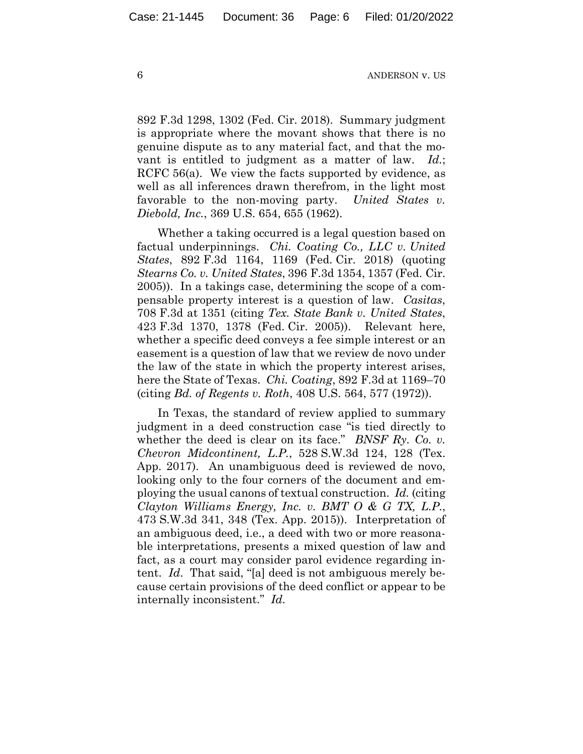892 F.3d 1298, 1302 (Fed. Cir. 2018). Summary judgment is appropriate where the movant shows that there is no genuine dispute as to any material fact, and that the movant is entitled to judgment as a matter of law. *Id.*; RCFC 56(a). We view the facts supported by evidence, as well as all inferences drawn therefrom, in the light most favorable to the non-moving party. *United States v. Diebold, Inc.*, 369 U.S. 654, 655 (1962).

Whether a taking occurred is a legal question based on factual underpinnings. *Chi. Coating Co., LLC v. United States*, 892 F.3d 1164, 1169 (Fed. Cir. 2018) (quoting *Stearns Co. v. United States*, 396 F.3d 1354, 1357 (Fed. Cir. 2005)). In a takings case, determining the scope of a compensable property interest is a question of law. *Casitas*, 708 F.3d at 1351 (citing *Tex. State Bank v. United States*, 423 F.3d 1370, 1378 (Fed. Cir. 2005)). Relevant here, whether a specific deed conveys a fee simple interest or an easement is a question of law that we review de novo under the law of the state in which the property interest arises, here the State of Texas. *Chi. Coating*, 892 F.3d at 1169–70 (citing *Bd. of Regents v. Roth*, 408 U.S. 564, 577 (1972)).

In Texas, the standard of review applied to summary judgment in a deed construction case "is tied directly to whether the deed is clear on its face." *BNSF Ry. Co. v. Chevron Midcontinent, L.P.*, 528 S.W.3d 124, 128 (Tex. App. 2017). An unambiguous deed is reviewed de novo, looking only to the four corners of the document and employing the usual canons of textual construction. *Id.* (citing *Clayton Williams Energy, Inc. v. BMT O & G TX, L.P.*, 473 S.W.3d 341, 348 (Tex. App. 2015)). Interpretation of an ambiguous deed, i.e., a deed with two or more reasonable interpretations, presents a mixed question of law and fact, as a court may consider parol evidence regarding intent. *Id*. That said, "[a] deed is not ambiguous merely because certain provisions of the deed conflict or appear to be internally inconsistent." *Id.*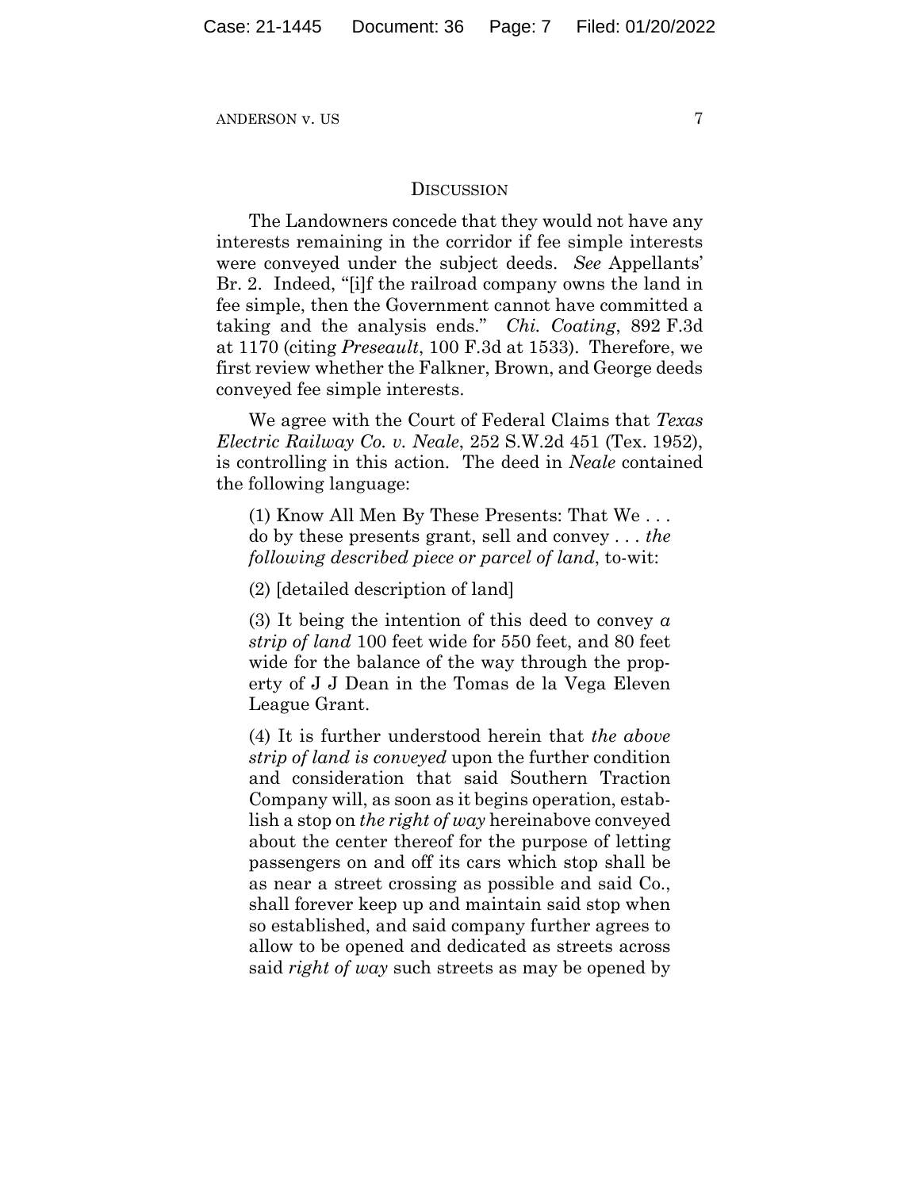## Discussion

The Landowners concede that they would not have any interests remaining in the corridor if fee simple interests were conveyed under the subject deeds. *See* Appellants' Br. 2. Indeed, "[i]f the railroad company owns the land in fee simple, then the Government cannot have committed a taking and the analysis ends." *Chi. Coating*, 892 F.3d at 1170 (citing *Preseault*, 100 F.3d at 1533). Therefore, we first review whether the Falkner, Brown, and George deeds conveyed fee simple interests.

We agree with the Court of Federal Claims that *Texas Electric Railway Co. v. Neale*, 252 S.W.2d 451 (Tex. 1952), is controlling in this action. The deed in *Neale* contained the following language:

> (1) Know All Men By These Presents: That We . . . do by these presents grant, sell and convey . . . *the following described piece or parcel of land*, to-wit:
>
> (2) [detailed description of land]
>
> (3) It being the intention of this deed to convey *a strip of land* 100 feet wide for 550 feet, and 80 feet wide for the balance of the way through the property of J J Dean in the Tomas de la Vega Eleven League Grant.
>
> (4) It is further understood herein that *the above strip of land is conveyed* upon the further condition and consideration that said Southern Traction Company will, as soon as it begins operation, establish a stop on *the right of way* hereinabove conveyed about the center thereof for the purpose of letting passengers on and off its cars which stop shall be as near a street crossing as possible and said Co., shall forever keep up and maintain said stop when so established, and said company further agrees to allow to be opened and dedicated as streets across said *right of way* such streets as may be opened by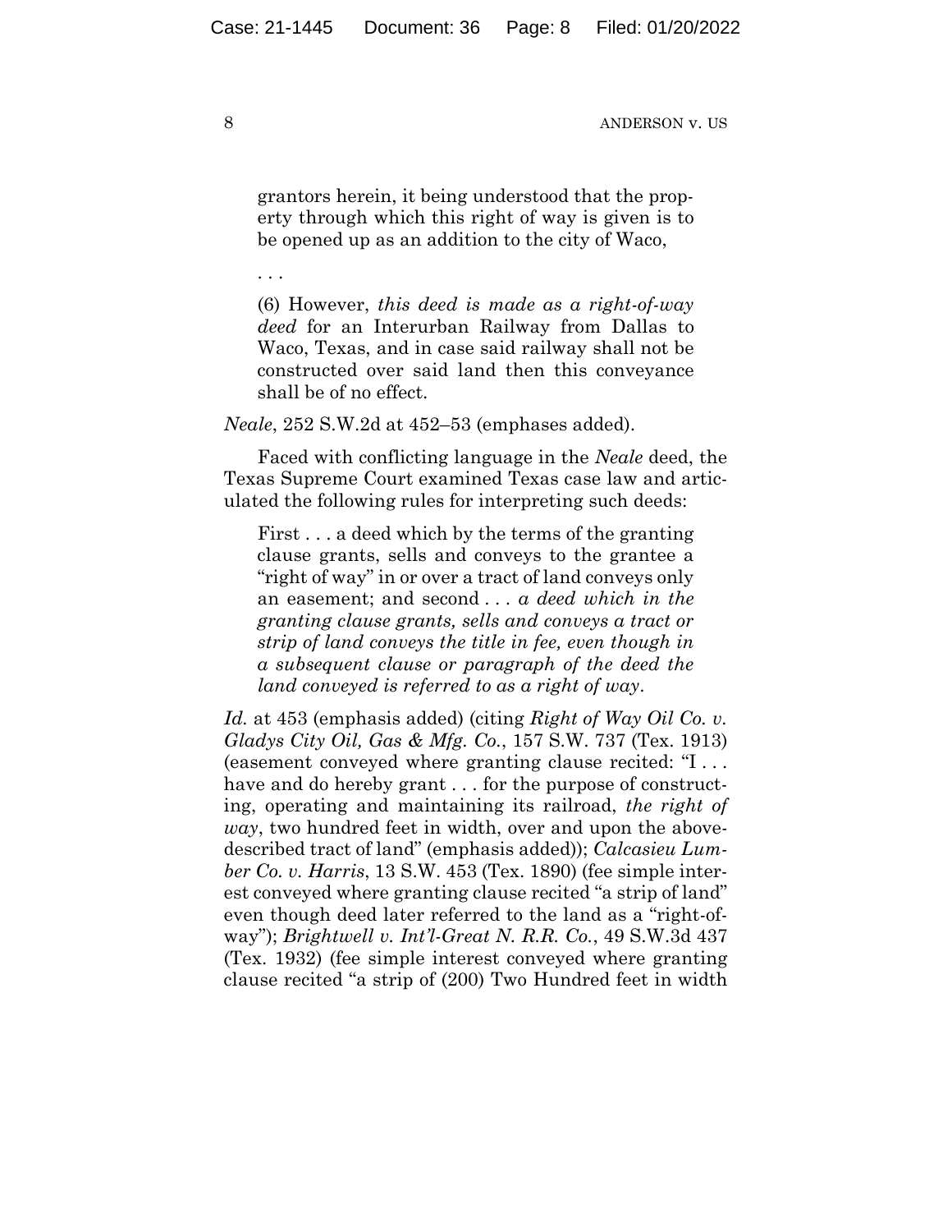> grantors herein, it being understood that the property through which this right of way is given is to be opened up as an addition to the city of Waco,
>
> . . .
>
> (6) However, *this deed is made as a right-of-way deed* for an Interurban Railway from Dallas to Waco, Texas, and in case said railway shall not be constructed over said land then this conveyance shall be of no effect.

*Neale*, 252 S.W.2d at 452–53 (emphases added).

Faced with conflicting language in the *Neale* deed, the Texas Supreme Court examined Texas case law and articulated the following rules for interpreting such deeds:

> First . . . a deed which by the terms of the granting clause grants, sells and conveys to the grantee a "right of way" in or over a tract of land conveys only an easement; and second . . . *a deed which in the granting clause grants, sells and conveys a tract or strip of land conveys the title in fee, even though in a subsequent clause or paragraph of the deed the land conveyed is referred to as a right of way*.

*Id.* at 453 (emphasis added) (citing *Right of Way Oil Co. v. Gladys City Oil, Gas & Mfg. Co.*, 157 S.W. 737 (Tex. 1913) (easement conveyed where granting clause recited: "I . . . have and do hereby grant . . . for the purpose of constructing, operating and maintaining its railroad, *the right of way*, two hundred feet in width, over and upon the above-described tract of land" (emphasis added)); *Calcasieu Lumber Co. v. Harris*, 13 S.W. 453 (Tex. 1890) (fee simple interest conveyed where granting clause recited "a strip of land" even though deed later referred to the land as a "right-of-way"); *Brightwell v. Int'l-Great N. R.R. Co.*, 49 S.W.3d 437 (Tex. 1932) (fee simple interest conveyed where granting clause recited "a strip of (200) Two Hundred feet in width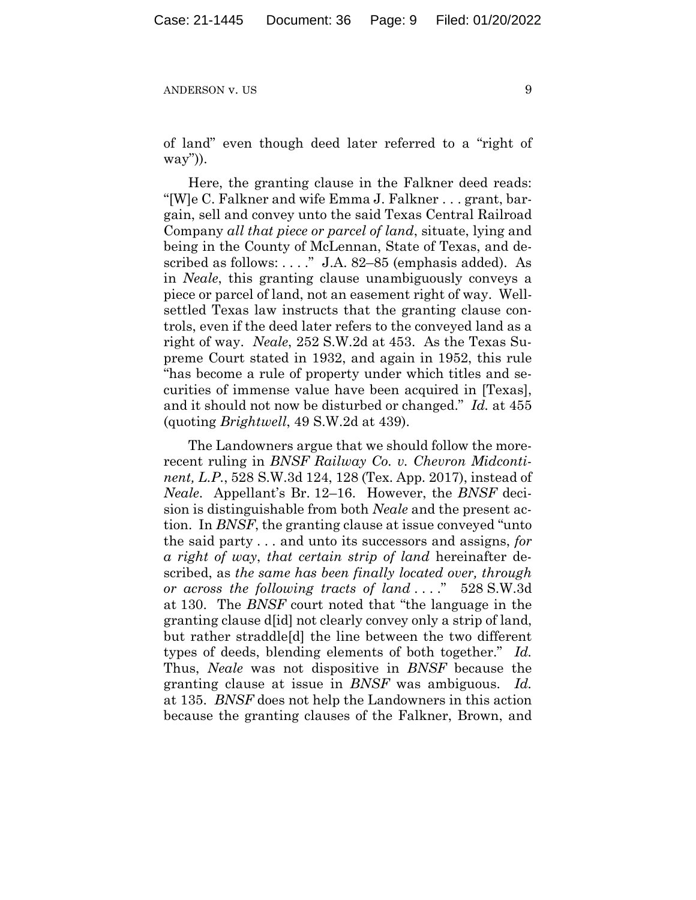of land" even though deed later referred to a "right of way")).

Here, the granting clause in the Falkner deed reads: "[W]e C. Falkner and wife Emma J. Falkner . . . grant, bargain, sell and convey unto the said Texas Central Railroad Company *all that piece or parcel of land*, situate, lying and being in the County of McLennan, State of Texas, and described as follows: . . . ." J.A. 82–85 (emphasis added). As in *Neale*, this granting clause unambiguously conveys a piece or parcel of land, not an easement right of way. Well-settled Texas law instructs that the granting clause controls, even if the deed later refers to the conveyed land as a right of way. *Neale*, 252 S.W.2d at 453. As the Texas Supreme Court stated in 1932, and again in 1952, this rule "has become a rule of property under which titles and securities of immense value have been acquired in [Texas], and it should not now be disturbed or changed." *Id.* at 455 (quoting *Brightwell*, 49 S.W.2d at 439).

The Landowners argue that we should follow the more-recent ruling in *BNSF Railway Co. v. Chevron Midcontinent, L.P.*, 528 S.W.3d 124, 128 (Tex. App. 2017), instead of *Neale*. Appellant's Br. 12–16. However, the *BNSF* decision is distinguishable from both *Neale* and the present action. In *BNSF*, the granting clause at issue conveyed "unto the said party . . . and unto its successors and assigns, *for a right of way*, *that certain strip of land* hereinafter described, as *the same has been finally located over, through or across the following tracts of land* . . . ." 528 S.W.3d at 130. The *BNSF* court noted that "the language in the granting clause d[id] not clearly convey only a strip of land, but rather straddle[d] the line between the two different types of deeds, blending elements of both together." *Id.* Thus, *Neale* was not dispositive in *BNSF* because the granting clause at issue in *BNSF* was ambiguous. *Id.* at 135. *BNSF* does not help the Landowners in this action because the granting clauses of the Falkner, Brown, and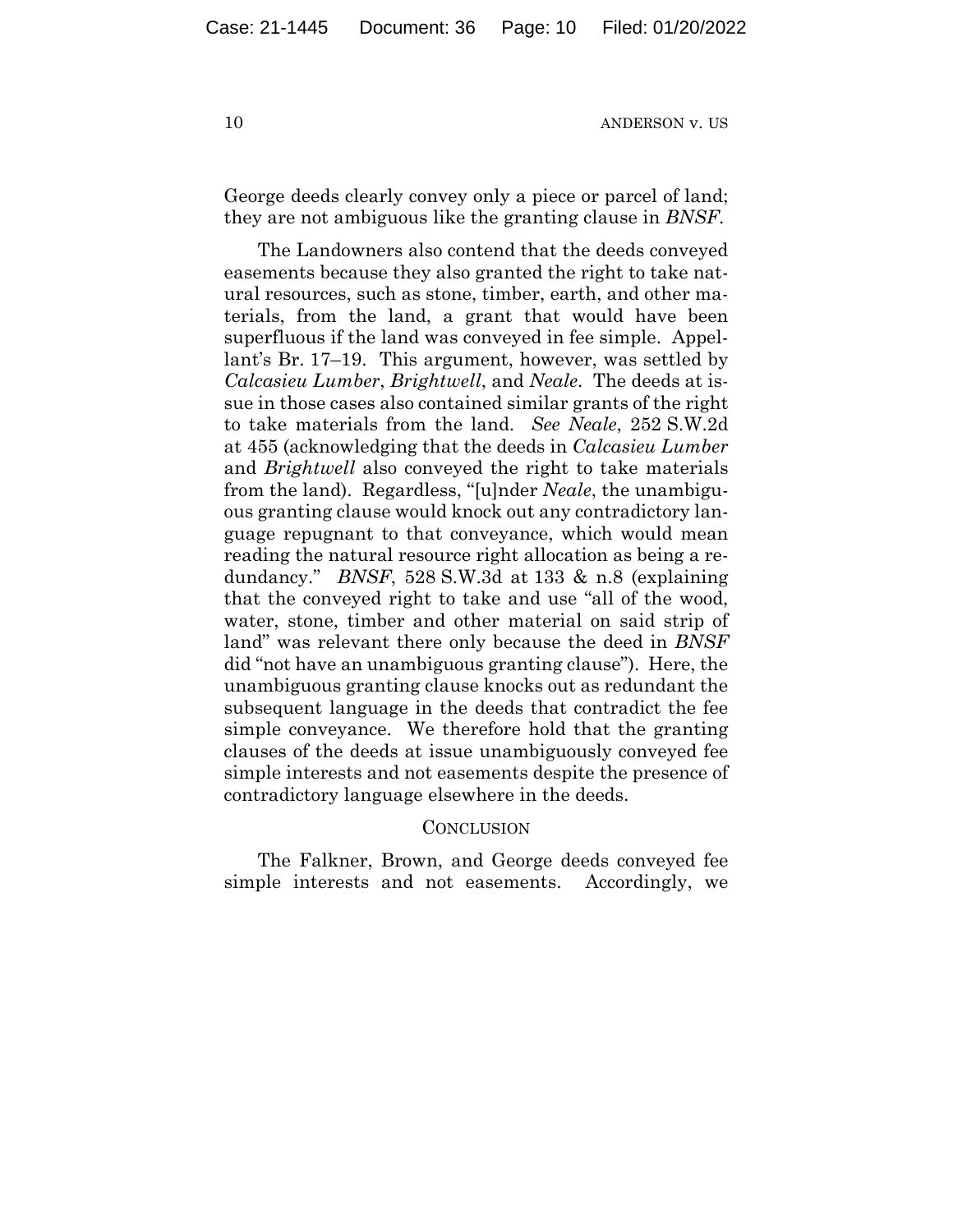George deeds clearly convey only a piece or parcel of land; they are not ambiguous like the granting clause in *BNSF*.

The Landowners also contend that the deeds conveyed easements because they also granted the right to take natural resources, such as stone, timber, earth, and other materials, from the land, a grant that would have been superfluous if the land was conveyed in fee simple. Appellant's Br. 17–19. This argument, however, was settled by *Calcasieu Lumber*, *Brightwell*, and *Neale*. The deeds at issue in those cases also contained similar grants of the right to take materials from the land. *See Neale*, 252 S.W.2d at 455 (acknowledging that the deeds in *Calcasieu Lumber* and *Brightwell* also conveyed the right to take materials from the land). Regardless, "[u]nder *Neale*, the unambiguous granting clause would knock out any contradictory language repugnant to that conveyance, which would mean reading the natural resource right allocation as being a redundancy." *BNSF*, 528 S.W.3d at 133 & n.8 (explaining that the conveyed right to take and use "all of the wood, water, stone, timber and other material on said strip of land" was relevant there only because the deed in *BNSF* did "not have an unambiguous granting clause"). Here, the unambiguous granting clause knocks out as redundant the subsequent language in the deeds that contradict the fee simple conveyance. We therefore hold that the granting clauses of the deeds at issue unambiguously conveyed fee simple interests and not easements despite the presence of contradictory language elsewhere in the deeds.

## CONCLUSION

The Falkner, Brown, and George deeds conveyed fee simple interests and not easements. Accordingly, we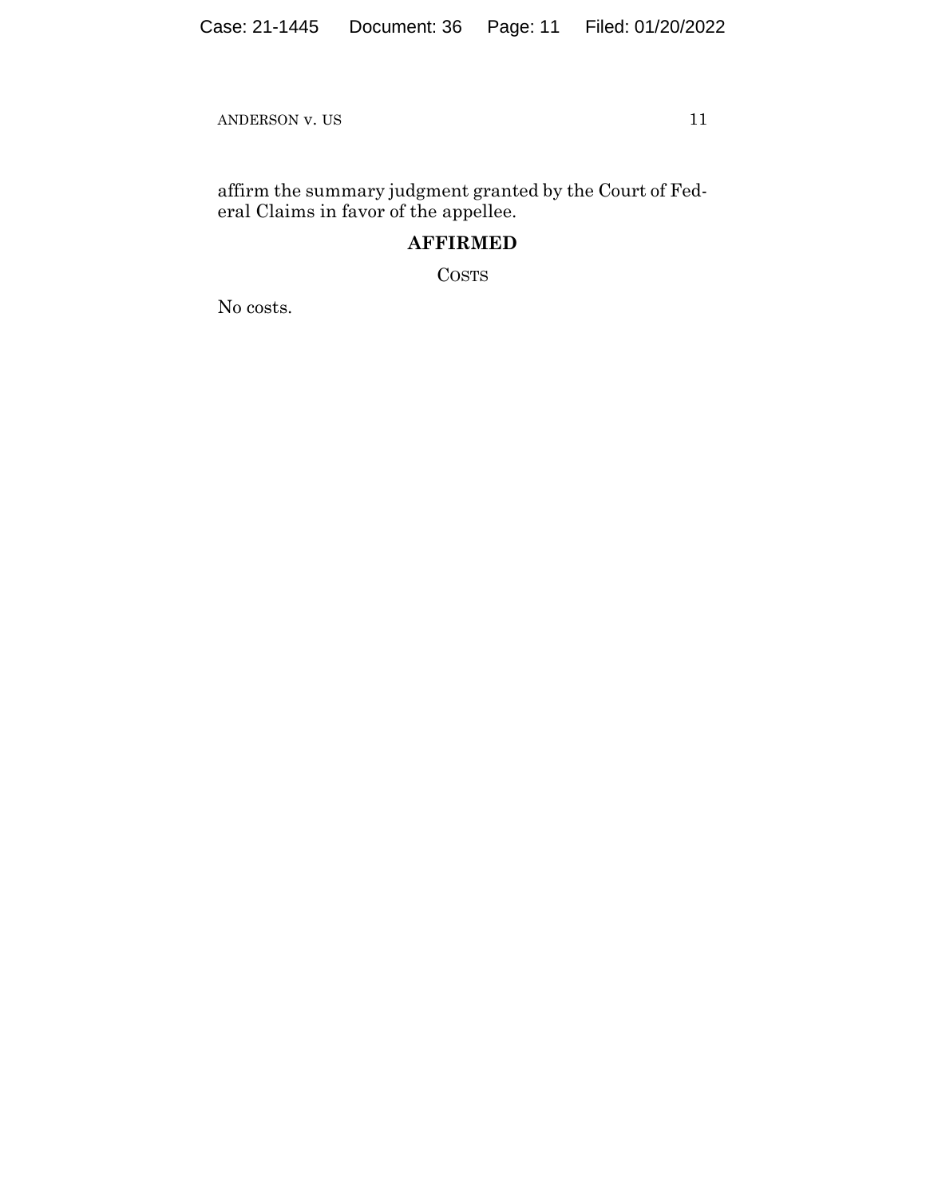affirm the summary judgment granted by the Court of Federal Claims in favor of the appellee.

**AFFIRMED**

COSTS

No costs.